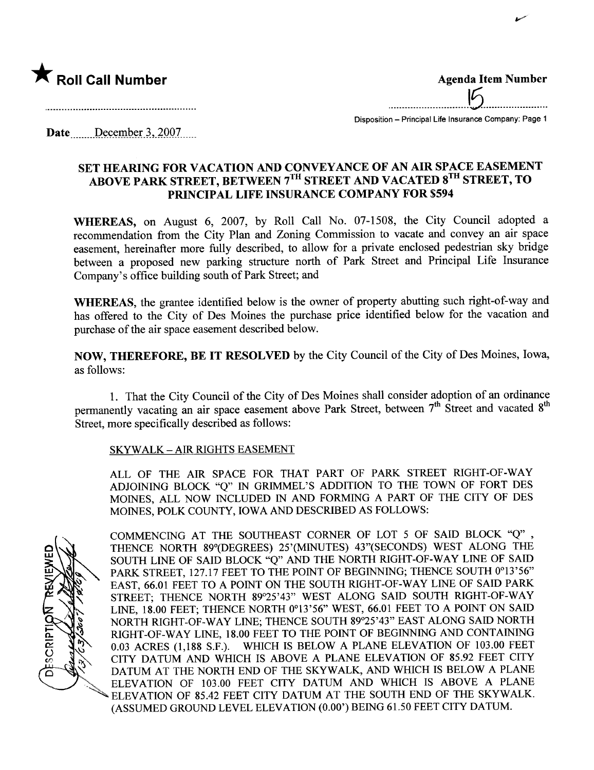★ **Roll Call Number**

**Agenda Item Number**

15

Disposition – Principal Life Insurance Company: Page 1

Date December 3, 2007

## SET HEARING FOR VACATION AND CONVEYANCE OF AN AIR SPACE EASEMENT ABOVE PARK STREET, BETWEEN 7TH STREET AND VACATED 8TH STREET, TO PRINCIPAL LIFE INSURANCE COMPANY FOR $594

**WHEREAS,** on August 6, 2007, by Roll Call No. 07-1508, the City Council adopted a recommendation from the City Plan and Zoning Commission to vacate and convey an air space easement, hereinafter more fully described, to allow for a private enclosed pedestrian sky bridge between a proposed new parking structure north of Park Street and Principal Life Insurance Company's office building south of Park Street; and

**WHEREAS,** the grantee identified below is the owner of property abutting such right-of-way and has offered to the City of Des Moines the purchase price identified below for the vacation and purchase of the air space easement described below.

**NOW, THEREFORE, BE IT RESOLVED** by the City Council of the City of Des Moines, Iowa, as follows:

1. That the City Council of the City of Des Moines shall consider adoption of an ordinance permanently vacating an air space easement above Park Street, between 7th Street and vacated 8th Street, more specifically described as follows:

SKYWALK – AIR RIGHTS EASEMENT

ALL OF THE AIR SPACE FOR THAT PART OF PARK STREET RIGHT-OF-WAY ADJOINING BLOCK "Q" IN GRIMMEL'S ADDITION TO THE TOWN OF FORT DES MOINES, ALL NOW INCLUDED IN AND FORMING A PART OF THE CITY OF DES MOINES, POLK COUNTY, IOWA AND DESCRIBED AS FOLLOWS:

COMMENCING AT THE SOUTHEAST CORNER OF LOT 5 OF SAID BLOCK "Q", THENCE NORTH 89°(DEGREES) 25'(MINUTES) 43"(SECONDS) WEST ALONG THE SOUTH LINE OF SAID BLOCK "Q" AND THE NORTH RIGHT-OF-WAY LINE OF SAID PARK STREET, 127.17 FEET TO THE POINT OF BEGINNING; THENCE SOUTH 0°13'56" EAST, 66.01 FEET TO A POINT ON THE SOUTH RIGHT-OF-WAY LINE OF SAID PARK STREET; THENCE NORTH 89°25'43" WEST ALONG SAID SOUTH RIGHT-OF-WAY LINE, 18.00 FEET; THENCE NORTH 0°13'56" WEST, 66.01 FEET TO A POINT ON SAID NORTH RIGHT-OF-WAY LINE; THENCE SOUTH 89°25'43" EAST ALONG SAID NORTH RIGHT-OF-WAY LINE, 18.00 FEET TO THE POINT OF BEGINNING AND CONTAINING 0.03 ACRES (1,188 S.F.). WHICH IS BELOW A PLANE ELEVATION OF 103.00 FEET CITY DATUM AND WHICH IS ABOVE A PLANE ELEVATION OF 85.92 FEET CITY DATUM AT THE NORTH END OF THE SKYWALK, AND WHICH IS BELOW A PLANE ELEVATION OF 103.00 FEET CITY DATUM AND WHICH IS ABOVE A PLANE ELEVATION OF 85.42 FEET CITY DATUM AT THE SOUTH END OF THE SKYWALK. (ASSUMED GROUND LEVEL ELEVATION (0.00') BEING 61.50 FEET CITY DATUM.

DESCRIPTION REVIEWED 12/03/2007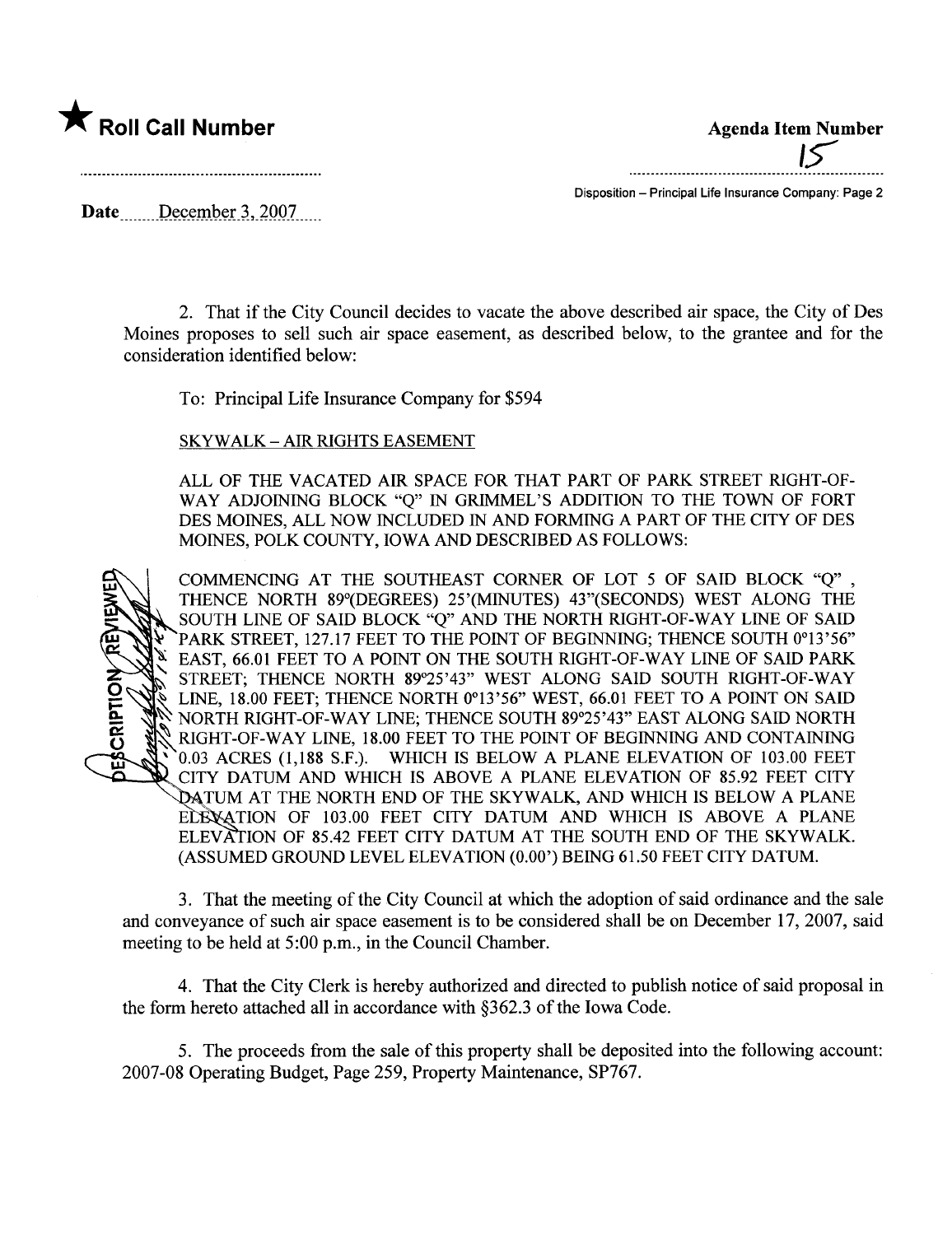**★ Roll Call Number**

**Agenda Item Number**

15

Disposition – Principal Life Insurance Company: Page 2

**Date** December 3, 2007

2. That if the City Council decides to vacate the above described air space, the City of Des Moines proposes to sell such air space easement, as described below, to the grantee and for the consideration identified below:

To: Principal Life Insurance Company for $594

SKYWALK – AIR RIGHTS EASEMENT

ALL OF THE VACATED AIR SPACE FOR THAT PART OF PARK STREET RIGHT-OF-WAY ADJOINING BLOCK "Q" IN GRIMMEL'S ADDITION TO THE TOWN OF FORT DES MOINES, ALL NOW INCLUDED IN AND FORMING A PART OF THE CITY OF DES MOINES, POLK COUNTY, IOWA AND DESCRIBED AS FOLLOWS:

COMMENCING AT THE SOUTHEAST CORNER OF LOT 5 OF SAID BLOCK "Q", THENCE NORTH 89°(DEGREES) 25'(MINUTES) 43"(SECONDS) WEST ALONG THE SOUTH LINE OF SAID BLOCK "Q" AND THE NORTH RIGHT-OF-WAY LINE OF SAID PARK STREET, 127.17 FEET TO THE POINT OF BEGINNING; THENCE SOUTH 0°13'56" EAST, 66.01 FEET TO A POINT ON THE SOUTH RIGHT-OF-WAY LINE OF SAID PARK STREET; THENCE NORTH 89°25'43" WEST ALONG SAID SOUTH RIGHT-OF-WAY LINE, 18.00 FEET; THENCE NORTH 0°13'56" WEST, 66.01 FEET TO A POINT ON SAID NORTH RIGHT-OF-WAY LINE; THENCE SOUTH 89°25'43" EAST ALONG SAID NORTH RIGHT-OF-WAY LINE, 18.00 FEET TO THE POINT OF BEGINNING AND CONTAINING 0.03 ACRES (1,188 S.F.). WHICH IS BELOW A PLANE ELEVATION OF 103.00 FEET CITY DATUM AND WHICH IS ABOVE A PLANE ELEVATION OF 85.92 FEET CITY DATUM AT THE NORTH END OF THE SKYWALK, AND WHICH IS BELOW A PLANE ELEVATION OF 103.00 FEET CITY DATUM AND WHICH IS ABOVE A PLANE ELEVATION OF 85.42 FEET CITY DATUM AT THE SOUTH END OF THE SKYWALK. (ASSUMED GROUND LEVEL ELEVATION (0.00') BEING 61.50 FEET CITY DATUM.

DESCRIPTION REVIEWED

3. That the meeting of the City Council at which the adoption of said ordinance and the sale and conveyance of such air space easement is to be considered shall be on December 17, 2007, said meeting to be held at 5:00 p.m., in the Council Chamber.

4. That the City Clerk is hereby authorized and directed to publish notice of said proposal in the form hereto attached all in accordance with §362.3 of the Iowa Code.

5. The proceeds from the sale of this property shall be deposited into the following account: 2007-08 Operating Budget, Page 259, Property Maintenance, SP767.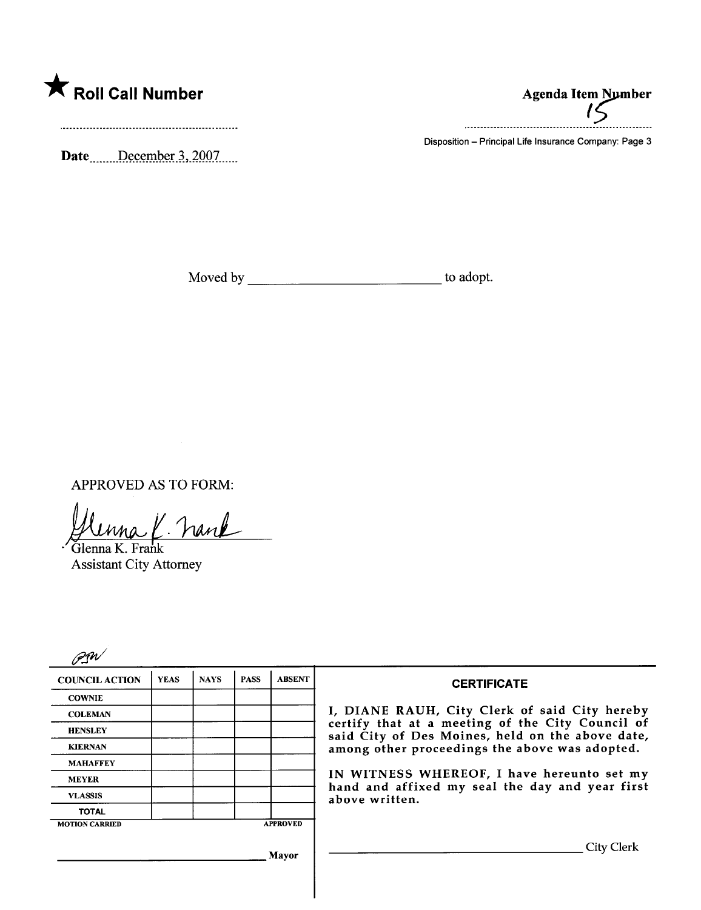★ **Roll Call Number**

..........................................................

**Date** December 3, 2007

**Agenda Item Number**
15

..........................................................

Disposition – Principal Life Insurance Company: Page 3

Moved by ____________________________ to adopt.

APPROVED AS TO FORM:

Glenna K. Frank
Glenna K. Frank
Assistant City Attorney

PJW

| COUNCIL ACTION | YEAS | NAYS | PASS | ABSENT |
|---|---|---|---|---|
| COWNIE | | | | |
| COLEMAN | | | | |
| HENSLEY | | | | |
| KIERNAN | | | | |
| MAHAFFEY | | | | |
| MEYER | | | | |
| VLASSIS | | | | |
| TOTAL | | | | |

MOTION CARRIED APPROVED

________________________________ Mayor

**CERTIFICATE**

I, DIANE RAUH, City Clerk of said City hereby certify that at a meeting of the City Council of said City of Des Moines, held on the above date, among other proceedings the above was adopted.

IN WITNESS WHEREOF, I have hereunto set my hand and affixed my seal the day and year first above written.

________________________________ City Clerk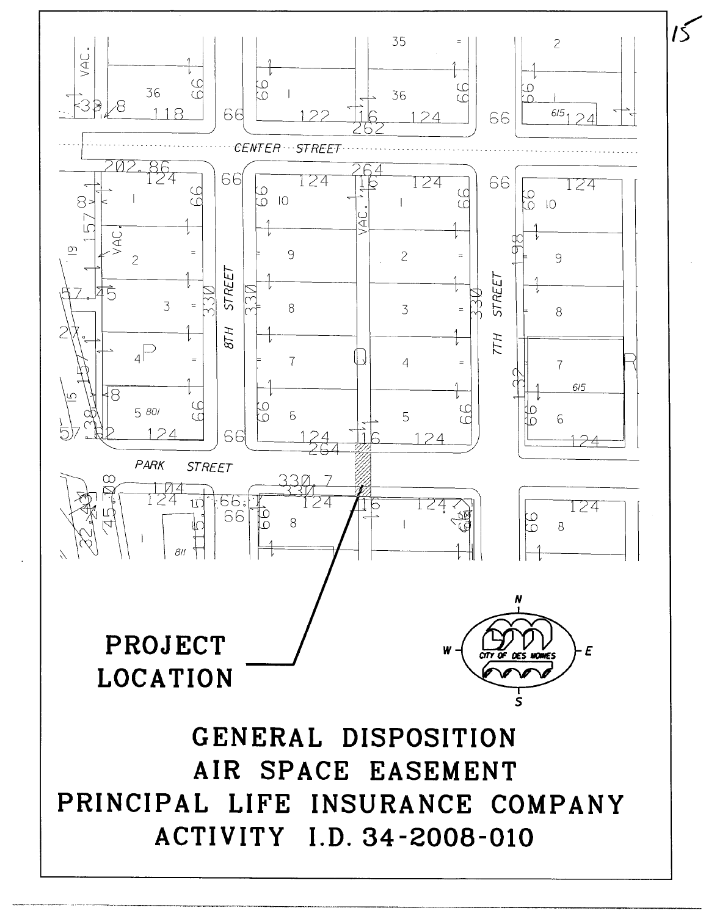PROJECT LOCATION

CITY OF DES MOINES

# GENERAL DISPOSITION
# AIR SPACE EASEMENT
# PRINCIPAL LIFE INSURANCE COMPANY
# ACTIVITY I.D. 34-2008-010